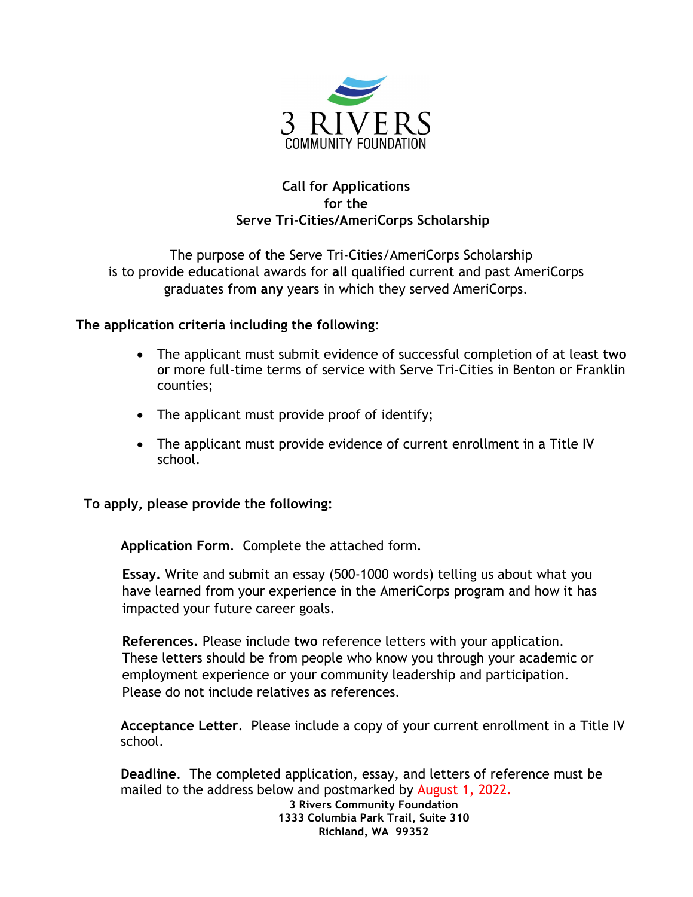3 RIVERS
COMMUNITY FOUNDATION

## Call for Applications for the Serve Tri-Cities/AmeriCorps Scholarship

The purpose of the Serve Tri-Cities/AmeriCorps Scholarship is to provide educational awards for **all** qualified current and past AmeriCorps graduates from **any** years in which they served AmeriCorps.

**The application criteria including the following**:

- The applicant must submit evidence of successful completion of at least **two** or more full-time terms of service with Serve Tri-Cities in Benton or Franklin counties;
- The applicant must provide proof of identify;
- The applicant must provide evidence of current enrollment in a Title IV school.

**To apply, please provide the following:**

**Application Form**. Complete the attached form.

**Essay.** Write and submit an essay (500-1000 words) telling us about what you have learned from your experience in the AmeriCorps program and how it has impacted your future career goals.

**References.** Please include **two** reference letters with your application. These letters should be from people who know you through your academic or employment experience or your community leadership and participation. Please do not include relatives as references.

**Acceptance Letter**. Please include a copy of your current enrollment in a Title IV school.

**Deadline**. The completed application, essay, and letters of reference must be mailed to the address below and postmarked by August 1, 2022.

**3 Rivers Community Foundation**
**1333 Columbia Park Trail, Suite 310**
**Richland, WA 99352**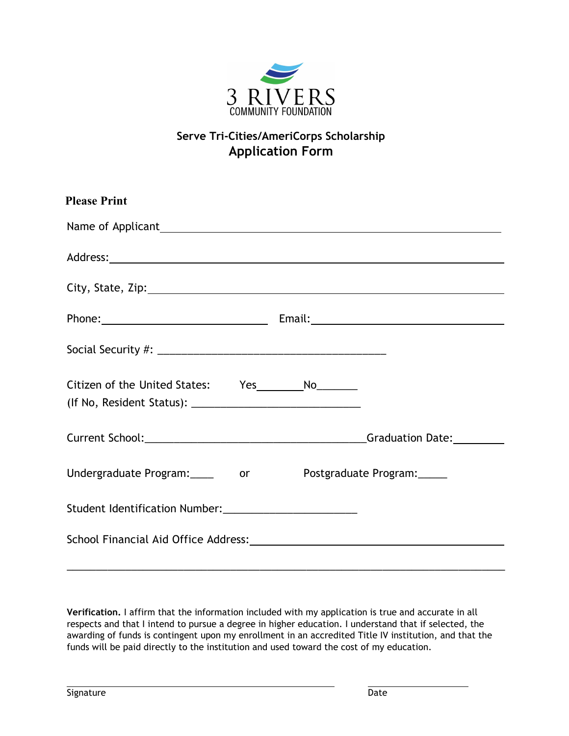3 RIVERS
COMMUNITY FOUNDATION

## Serve Tri-Cities/AmeriCorps Scholarship
## Application Form

**Please Print**

Name of Applicant ____________________________________________

Address: ____________________________________________

City, State, Zip: ____________________________________________

Phone: ______________________ Email: ______________________

Social Security #: ______________________________

Citizen of the United States: Yes________ No_______
(If No, Resident Status): ______________________

Current School: ______________________________ Graduation Date: ________

Undergraduate Program:____ or Postgraduate Program:_____

Student Identification Number: ______________________

School Financial Aid Office Address: ______________________________

____________________________________________

**Verification.** I affirm that the information included with my application is true and accurate in all respects and that I intend to pursue a degree in higher education. I understand that if selected, the awarding of funds is contingent upon my enrollment in an accredited Title IV institution, and that the funds will be paid directly to the institution and used toward the cost of my education.

______________________________ ______________
Signature Date